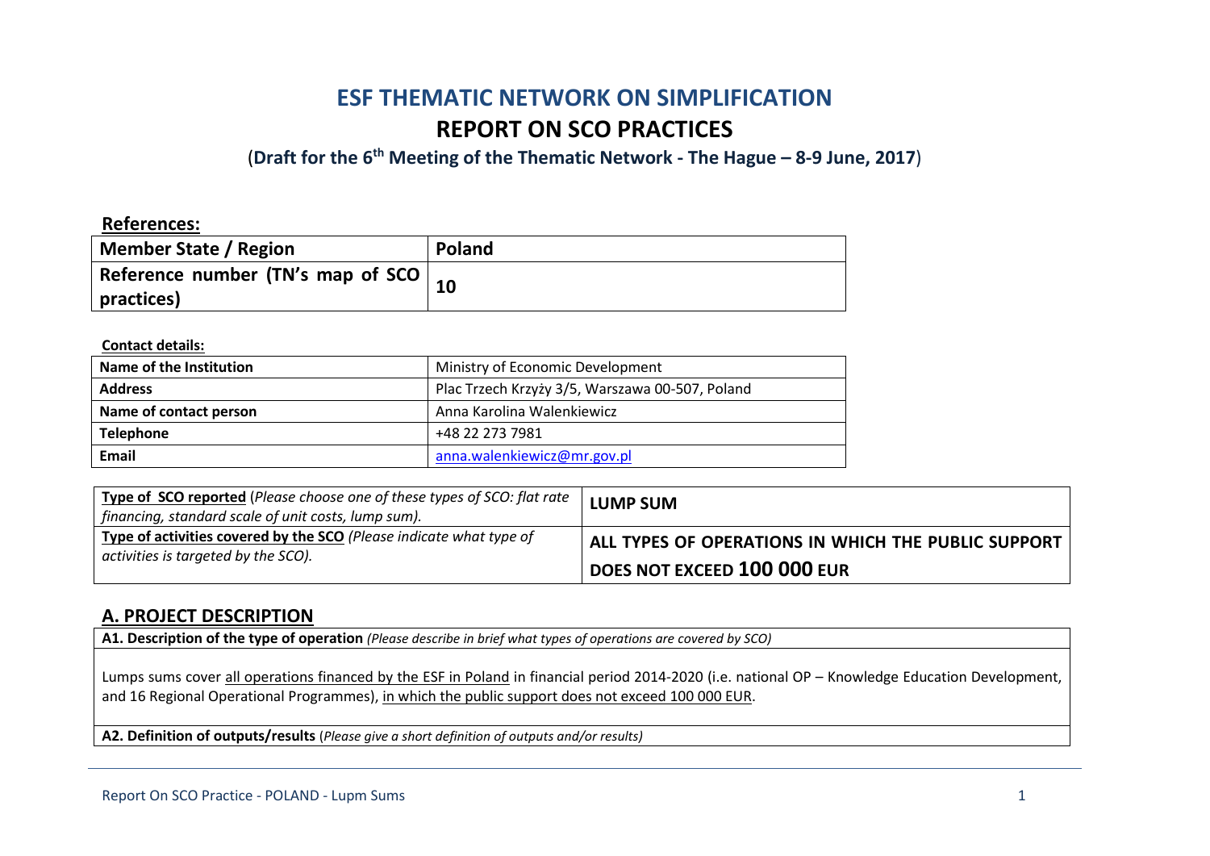# ESF THEMATIC NETWORK ON SIMPLIFICATION

# REPORT ON SCO PRACTICES

(**Draft for the 6th Meeting of the Thematic Network - The Hague – 8-9 June, 2017**)

**References:**

| | |
|---|---|
| **Member State / Region** | **Poland** |
| **Reference number (TN's map of SCO practices)** | **10** |

**Contact details:**

| | |
|---|---|
| **Name of the Institution** | Ministry of Economic Development |
| **Address** | Plac Trzech Krzyży 3/5, Warszawa 00-507, Poland |
| **Name of contact person** | Anna Karolina Walenkiewicz |
| **Telephone** | +48 22 273 7981 |
| **Email** | anna.walenkiewicz@mr.gov.pl |

| | |
|---|---|
| **Type of SCO reported** (*Please choose one of these types of SCO: flat rate financing, standard scale of unit costs, lump sum).* | **LUMP SUM** |
| **Type of activities covered by the SCO** (*Please indicate what type of activities is targeted by the SCO).* | **ALL TYPES OF OPERATIONS IN WHICH THE PUBLIC SUPPORT DOES NOT EXCEED 100 000 EUR** |

## A. PROJECT DESCRIPTION

**A1. Description of the type of operation** *(Please describe in brief what types of operations are covered by SCO)*

Lumps sums cover all operations financed by the ESF in Poland in financial period 2014-2020 (i.e. national OP – Knowledge Education Development, and 16 Regional Operational Programmes), in which the public support does not exceed 100 000 EUR.

**A2. Definition of outputs/results** (*Please give a short definition of outputs and/or results)*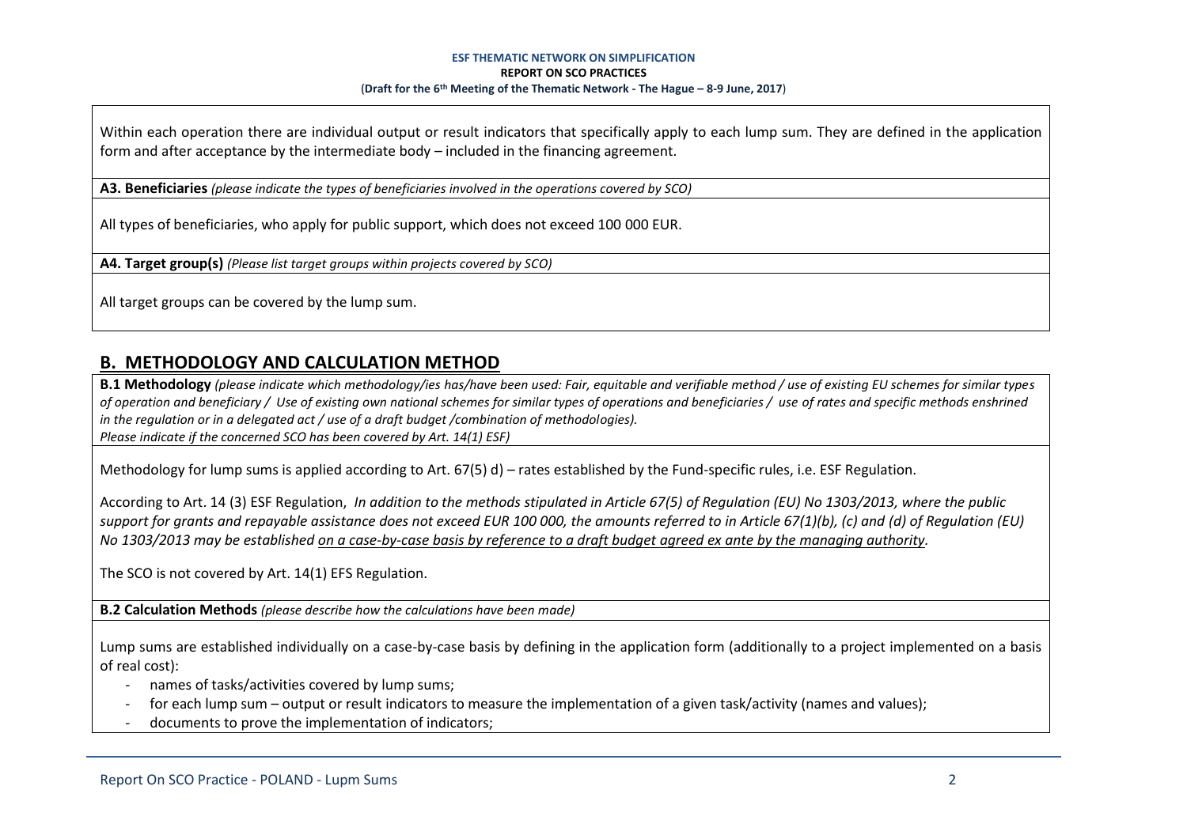Within each operation there are individual output or result indicators that specifically apply to each lump sum. They are defined in the application form and after acceptance by the intermediate body – included in the financing agreement.

**A3. Beneficiaries** *(please indicate the types of beneficiaries involved in the operations covered by SCO)*

All types of beneficiaries, who apply for public support, which does not exceed 100 000 EUR.

**A4. Target group(s)** *(Please list target groups within projects covered by SCO)*

All target groups can be covered by the lump sum.

## B. METHODOLOGY AND CALCULATION METHOD

**B.1 Methodology** *(please indicate which methodology/ies has/have been used: Fair, equitable and verifiable method / use of existing EU schemes for similar types of operation and beneficiary / Use of existing own national schemes for similar types of operations and beneficiaries / use of rates and specific methods enshrined in the regulation or in a delegated act / use of a draft budget /combination of methodologies).*
*Please indicate if the concerned SCO has been covered by Art. 14(1) ESF)*

Methodology for lump sums is applied according to Art. 67(5) d) – rates established by the Fund-specific rules, i.e. ESF Regulation.

According to Art. 14 (3) ESF Regulation, *In addition to the methods stipulated in Article 67(5) of Regulation (EU) No 1303/2013, where the public support for grants and repayable assistance does not exceed EUR 100 000, the amounts referred to in Article 67(1)(b), (c) and (d) of Regulation (EU) No 1303/2013 may be established on a case-by-case basis by reference to a draft budget agreed ex ante by the managing authority.*

The SCO is not covered by Art. 14(1) EFS Regulation.

**B.2 Calculation Methods** *(please describe how the calculations have been made)*

Lump sums are established individually on a case-by-case basis by defining in the application form (additionally to a project implemented on a basis of real cost):

- names of tasks/activities covered by lump sums;
- for each lump sum – output or result indicators to measure the implementation of a given task/activity (names and values);
- documents to prove the implementation of indicators;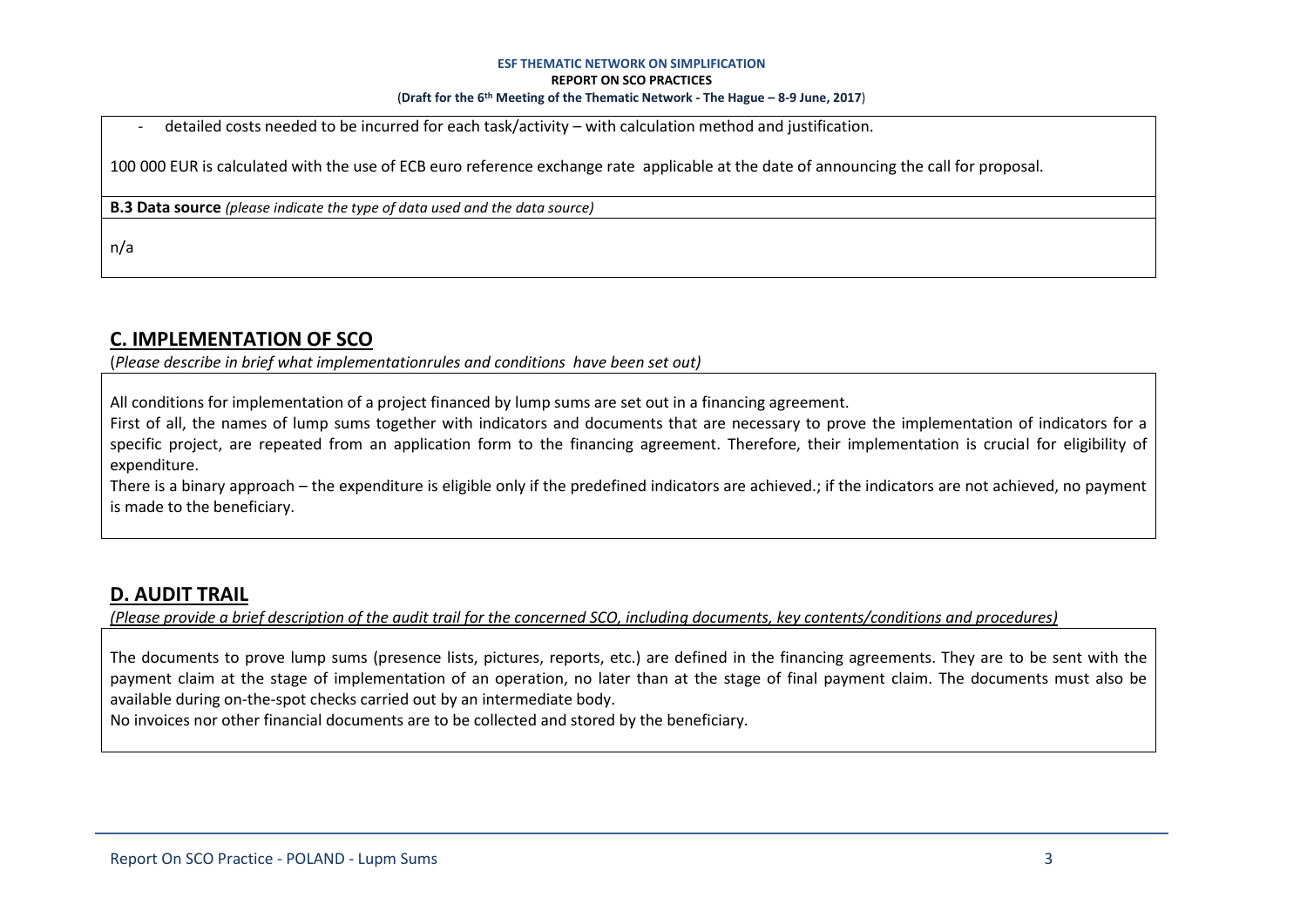- detailed costs needed to be incurred for each task/activity – with calculation method and justification.

100 000 EUR is calculated with the use of ECB euro reference exchange rate applicable at the date of announcing the call for proposal.

**B.3 Data source** *(please indicate the type of data used and the data source)*

n/a

## C. IMPLEMENTATION OF SCO

(*Please describe in brief what implementationrules and conditions have been set out)*

All conditions for implementation of a project financed by lump sums are set out in a financing agreement.

First of all, the names of lump sums together with indicators and documents that are necessary to prove the implementation of indicators for a specific project, are repeated from an application form to the financing agreement. Therefore, their implementation is crucial for eligibility of expenditure.

There is a binary approach – the expenditure is eligible only if the predefined indicators are achieved.; if the indicators are not achieved, no payment is made to the beneficiary.

## D. AUDIT TRAIL

*(Please provide a brief description of the audit trail for the concerned SCO, including documents, key contents/conditions and procedures)*

The documents to prove lump sums (presence lists, pictures, reports, etc.) are defined in the financing agreements. They are to be sent with the payment claim at the stage of implementation of an operation, no later than at the stage of final payment claim. The documents must also be available during on-the-spot checks carried out by an intermediate body.

No invoices nor other financial documents are to be collected and stored by the beneficiary.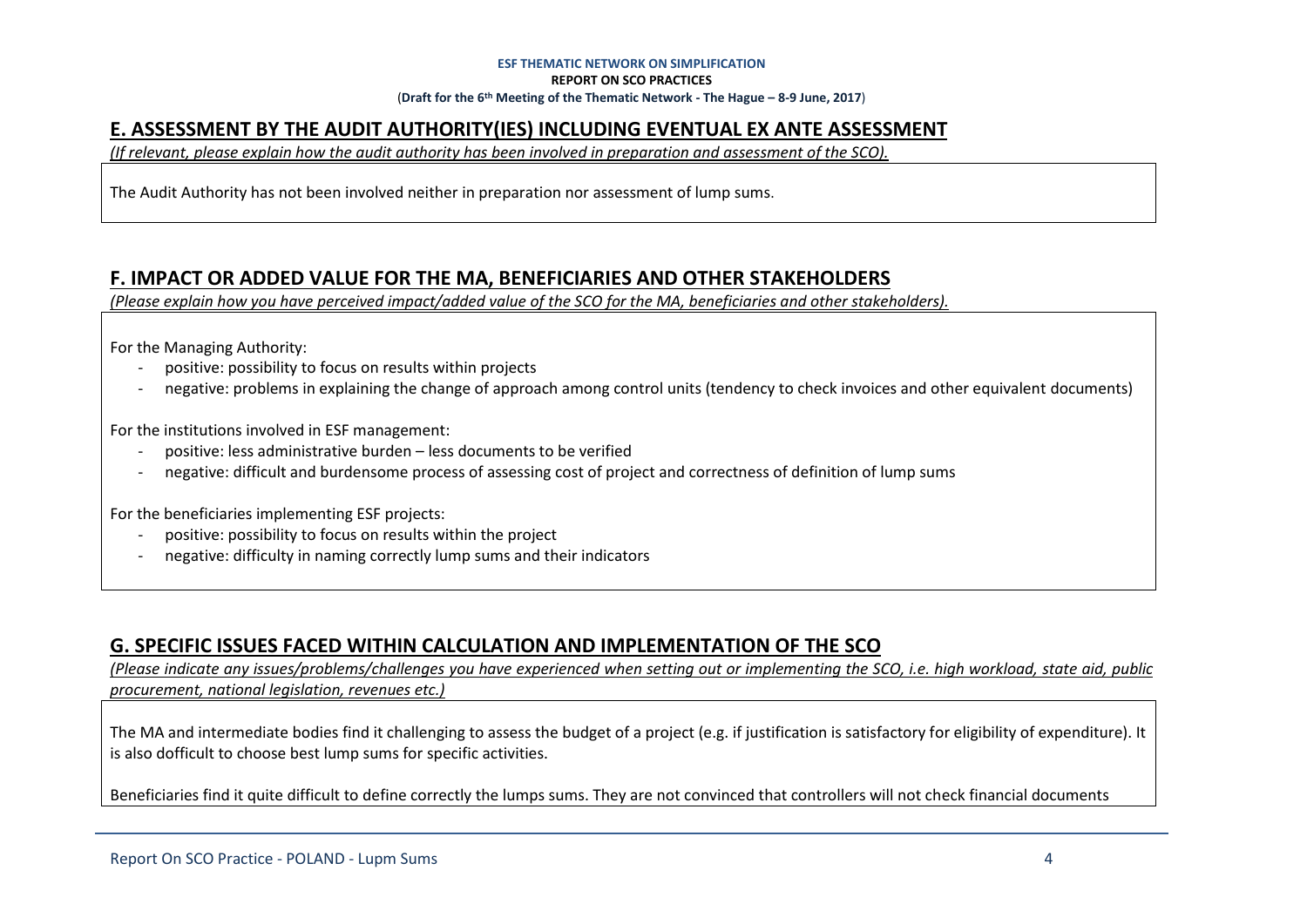## E. ASSESSMENT BY THE AUDIT AUTHORITY(IES) INCLUDING EVENTUAL EX ANTE ASSESSMENT

*(If relevant, please explain how the audit authority has been involved in preparation and assessment of the SCO).*

The Audit Authority has not been involved neither in preparation nor assessment of lump sums.

## F. IMPACT OR ADDED VALUE FOR THE MA, BENEFICIARIES AND OTHER STAKEHOLDERS

*(Please explain how you have perceived impact/added value of the SCO for the MA, beneficiaries and other stakeholders).*

For the Managing Authority:

- positive: possibility to focus on results within projects
- negative: problems in explaining the change of approach among control units (tendency to check invoices and other equivalent documents)

For the institutions involved in ESF management:

- positive: less administrative burden – less documents to be verified
- negative: difficult and burdensome process of assessing cost of project and correctness of definition of lump sums

For the beneficiaries implementing ESF projects:

- positive: possibility to focus on results within the project
- negative: difficulty in naming correctly lump sums and their indicators

## G. SPECIFIC ISSUES FACED WITHIN CALCULATION AND IMPLEMENTATION OF THE SCO

*(Please indicate any issues/problems/challenges you have experienced when setting out or implementing the SCO, i.e. high workload, state aid, public procurement, national legislation, revenues etc.)*

The MA and intermediate bodies find it challenging to assess the budget of a project (e.g. if justification is satisfactory for eligibility of expenditure). It is also dofficult to choose best lump sums for specific activities.

Beneficiaries find it quite difficult to define correctly the lumps sums. They are not convinced that controllers will not check financial documents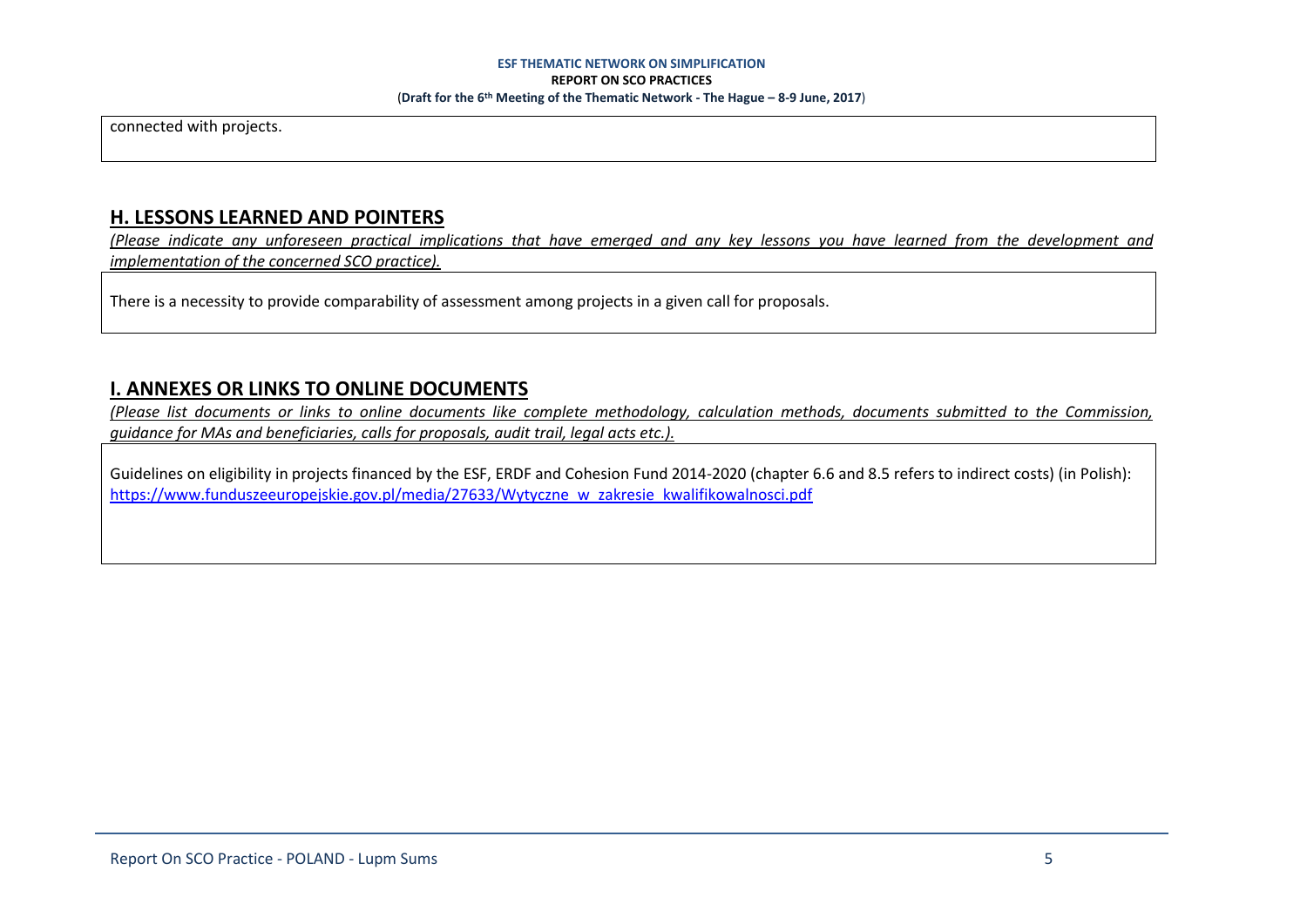connected with projects.

## H. LESSONS LEARNED AND POINTERS

*(Please indicate any unforeseen practical implications that have emerged and any key lessons you have learned from the development and implementation of the concerned SCO practice).*

There is a necessity to provide comparability of assessment among projects in a given call for proposals.

## I. ANNEXES OR LINKS TO ONLINE DOCUMENTS

*(Please list documents or links to online documents like complete methodology, calculation methods, documents submitted to the Commission, guidance for MAs and beneficiaries, calls for proposals, audit trail, legal acts etc.).*

Guidelines on eligibility in projects financed by the ESF, ERDF and Cohesion Fund 2014-2020 (chapter 6.6 and 8.5 refers to indirect costs) (in Polish): https://www.funduszeeuropejskie.gov.pl/media/27633/Wytyczne_w_zakresie_kwalifikowalnosci.pdf